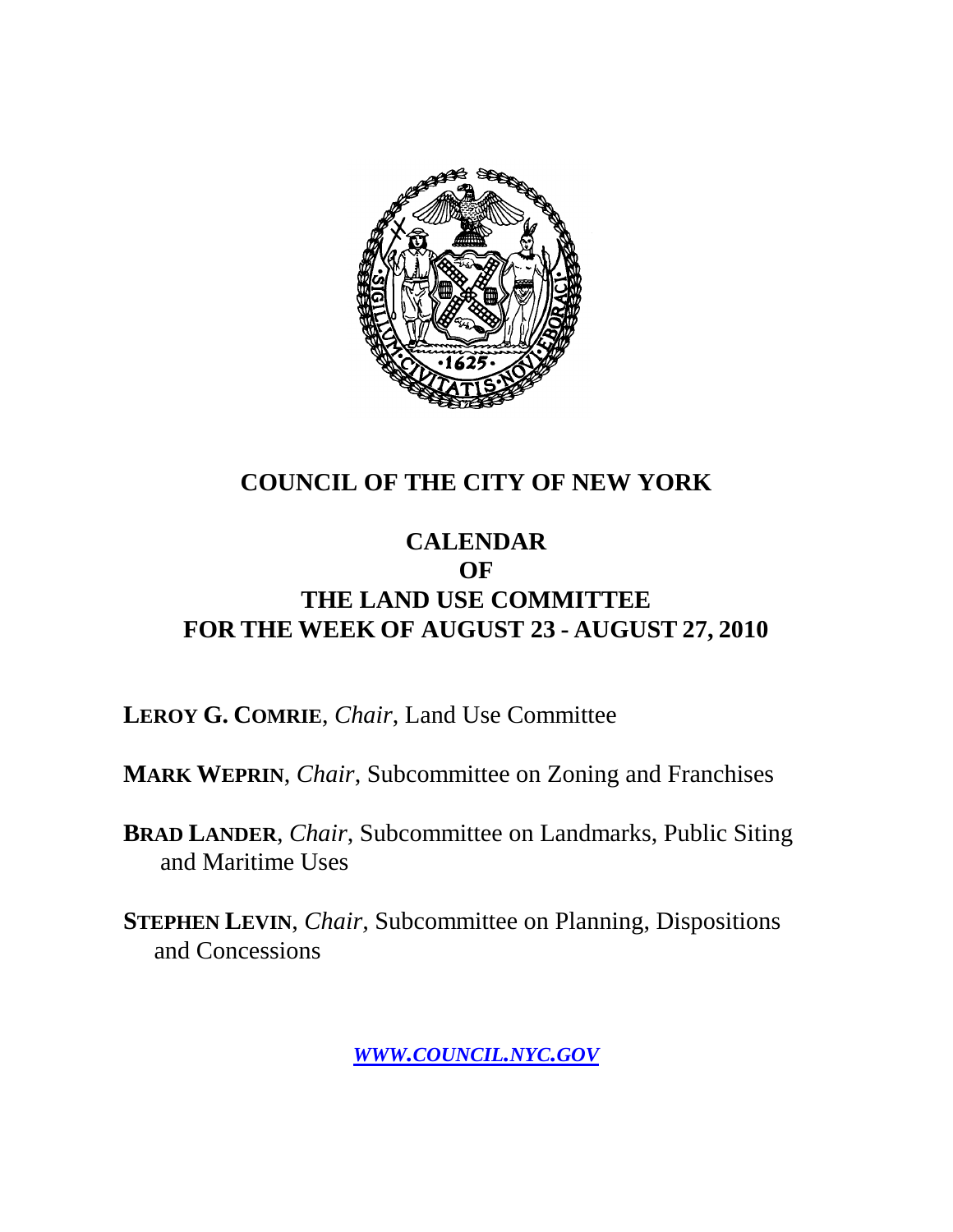# COUNCIL OF THE CITY OF NEW YORK

## CALENDAR
## OF
## THE LAND USE COMMITTEE
## FOR THE WEEK OF AUGUST 23 - AUGUST 27, 2010

**LEROY G. COMRIE**, *Chair*, Land Use Committee

**MARK WEPRIN**, *Chair*, Subcommittee on Zoning and Franchises

**BRAD LANDER**, *Chair*, Subcommittee on Landmarks, Public Siting and Maritime Uses

**STEPHEN LEVIN**, *Chair*, Subcommittee on Planning, Dispositions and Concessions

*WWW.COUNCIL.NYC.GOV*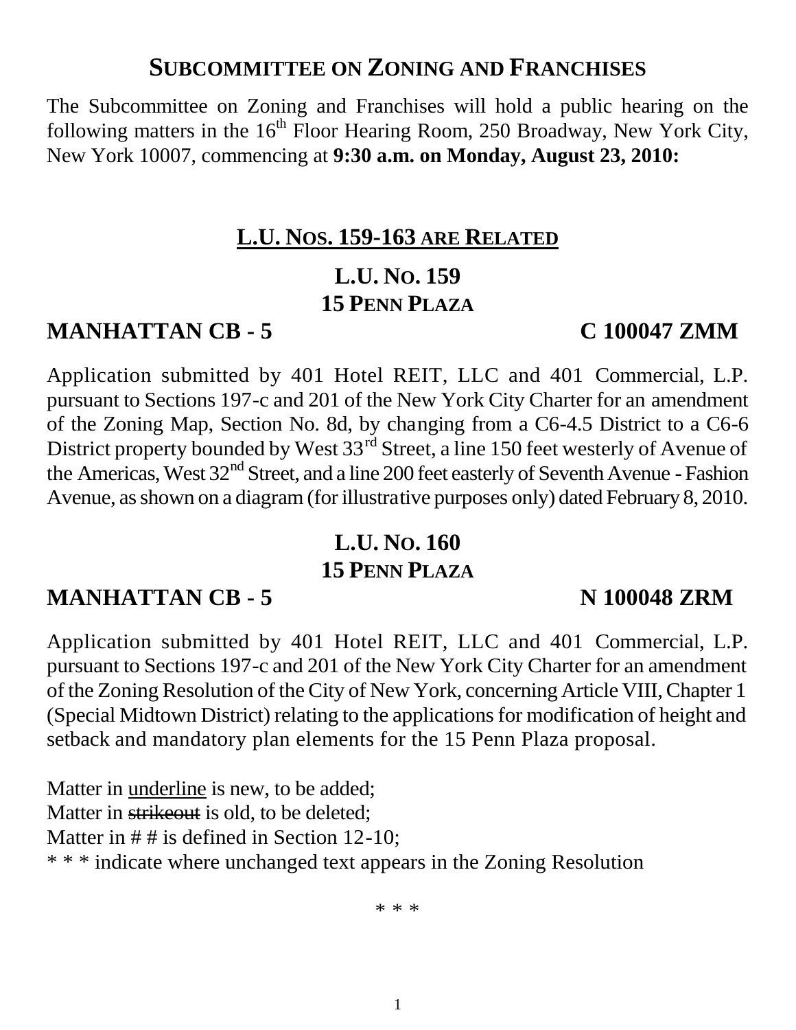## SUBCOMMITTEE ON ZONING AND FRANCHISES

The Subcommittee on Zoning and Franchises will hold a public hearing on the following matters in the 16th Floor Hearing Room, 250 Broadway, New York City, New York 10007, commencing at **9:30 a.m. on Monday, August 23, 2010:**

### L.U. NOS. 159-163 ARE RELATED

### L.U. NO. 159
### 15 PENN PLAZA

**MANHATTAN CB - 5 C 100047 ZMM**

Application submitted by 401 Hotel REIT, LLC and 401 Commercial, L.P. pursuant to Sections 197-c and 201 of the New York City Charter for an amendment of the Zoning Map, Section No. 8d, by changing from a C6-4.5 District to a C6-6 District property bounded by West 33rd Street, a line 150 feet westerly of Avenue of the Americas, West 32nd Street, and a line 200 feet easterly of Seventh Avenue - Fashion Avenue, as shown on a diagram (for illustrative purposes only) dated February 8, 2010.

### L.U. NO. 160
### 15 PENN PLAZA

**MANHATTAN CB - 5 N 100048 ZRM**

Application submitted by 401 Hotel REIT, LLC and 401 Commercial, L.P. pursuant to Sections 197-c and 201 of the New York City Charter for an amendment of the Zoning Resolution of the City of New York, concerning Article VIII, Chapter 1 (Special Midtown District) relating to the applications for modification of height and setback and mandatory plan elements for the 15 Penn Plaza proposal.

Matter in <u>underline</u> is new, to be added;
Matter in ~~strikeout~~ is old, to be deleted;
Matter in # # is defined in Section 12-10;
* * * indicate where unchanged text appears in the Zoning Resolution

* * *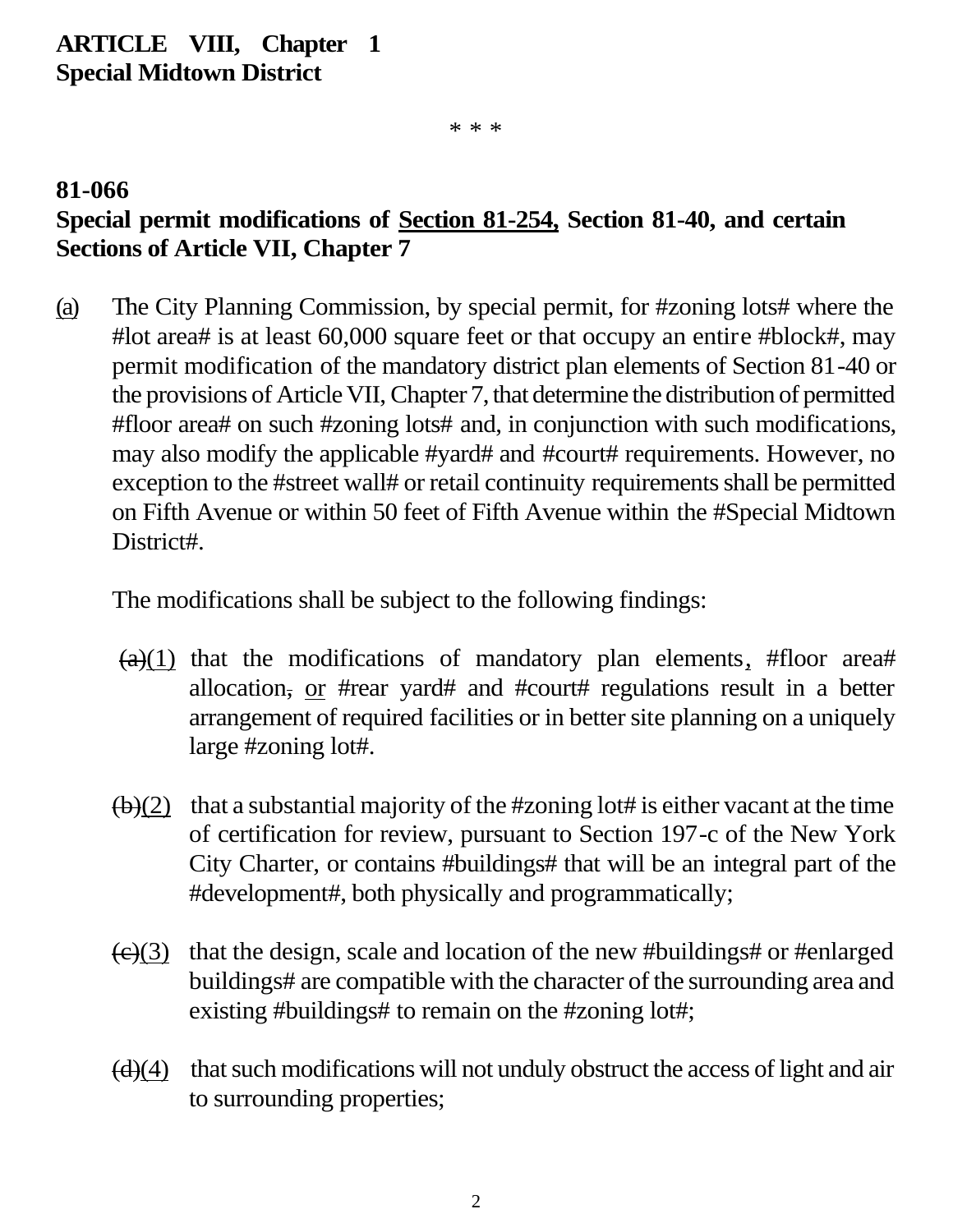**ARTICLE VIII, Chapter 1**
**Special Midtown District**

\* \* \*

**81-066**
**Special permit modifications of <u>Section 81-254,</u> Section 81-40, and certain Sections of Article VII, Chapter 7**

<u>(a)</u> The City Planning Commission, by special permit, for #zoning lots# where the #lot area# is at least 60,000 square feet or that occupy an entire #block#, may permit modification of the mandatory district plan elements of Section 81-40 or the provisions of Article VII, Chapter 7, that determine the distribution of permitted #floor area# on such #zoning lots# and, in conjunction with such modifications, may also modify the applicable #yard# and #court# requirements. However, no exception to the #street wall# or retail continuity requirements shall be permitted on Fifth Avenue or within 50 feet of Fifth Avenue within the #Special Midtown District#.

The modifications shall be subject to the following findings:

~~(a)~~<u>(1)</u> that the modifications of mandatory plan elements<u>,</u> #floor area# allocation~~,~~ <u>or</u> #rear yard# and #court# regulations result in a better arrangement of required facilities or in better site planning on a uniquely large #zoning lot#.

~~(b)~~<u>(2)</u> that a substantial majority of the #zoning lot# is either vacant at the time of certification for review, pursuant to Section 197-c of the New York City Charter, or contains #buildings# that will be an integral part of the #development#, both physically and programmatically;

~~(c)~~<u>(3)</u> that the design, scale and location of the new #buildings# or #enlarged buildings# are compatible with the character of the surrounding area and existing #buildings# to remain on the #zoning lot#;

~~(d)~~<u>(4)</u> that such modifications will not unduly obstruct the access of light and air to surrounding properties;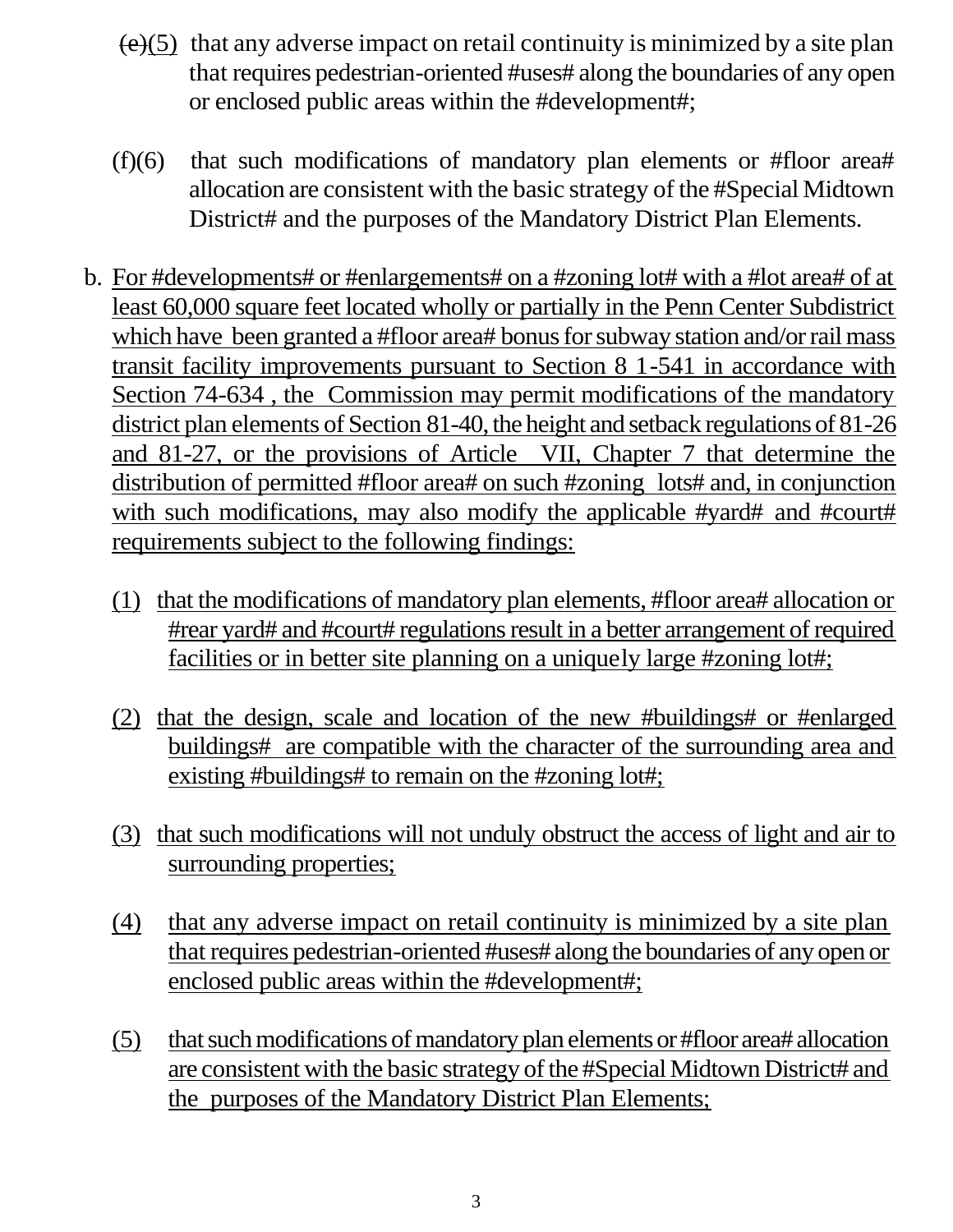~~(e)~~(5) that any adverse impact on retail continuity is minimized by a site plan that requires pedestrian-oriented #uses# along the boundaries of any open or enclosed public areas within the #development#;

(f)(6) that such modifications of mandatory plan elements or #floor area# allocation are consistent with the basic strategy of the #Special Midtown District# and the purposes of the Mandatory District Plan Elements.

b. <u>For #developments# or #enlargements# on a #zoning lot# with a #lot area# of at least 60,000 square feet located wholly or partially in the Penn Center Subdistrict which have been granted a #floor area# bonus for subway station and/or rail mass transit facility improvements pursuant to Section 8 1-541 in accordance with Section 74-634 , the Commission may permit modifications of the mandatory district plan elements of Section 81-40, the height and setback regulations of 81-26 and 81-27, or the provisions of Article VII, Chapter 7 that determine the distribution of permitted #floor area# on such #zoning lots# and, in conjunction with such modifications, may also modify the applicable #yard# and #court# requirements subject to the following findings:</u>

<u>(1) that the modifications of mandatory plan elements, #floor area# allocation or #rear yard# and #court# regulations result in a better arrangement of required facilities or in better site planning on a uniquely large #zoning lot#;</u>

<u>(2) that the design, scale and location of the new #buildings# or #enlarged buildings# are compatible with the character of the surrounding area and existing #buildings# to remain on the #zoning lot#;</u>

<u>(3) that such modifications will not unduly obstruct the access of light and air to surrounding properties;</u>

<u>(4) that any adverse impact on retail continuity is minimized by a site plan that requires pedestrian-oriented #uses# along the boundaries of any open or enclosed public areas within the #development#;</u>

<u>(5) that such modifications of mandatory plan elements or #floor area# allocation are consistent with the basic strategy of the #Special Midtown District# and the purposes of the Mandatory District Plan Elements;</u>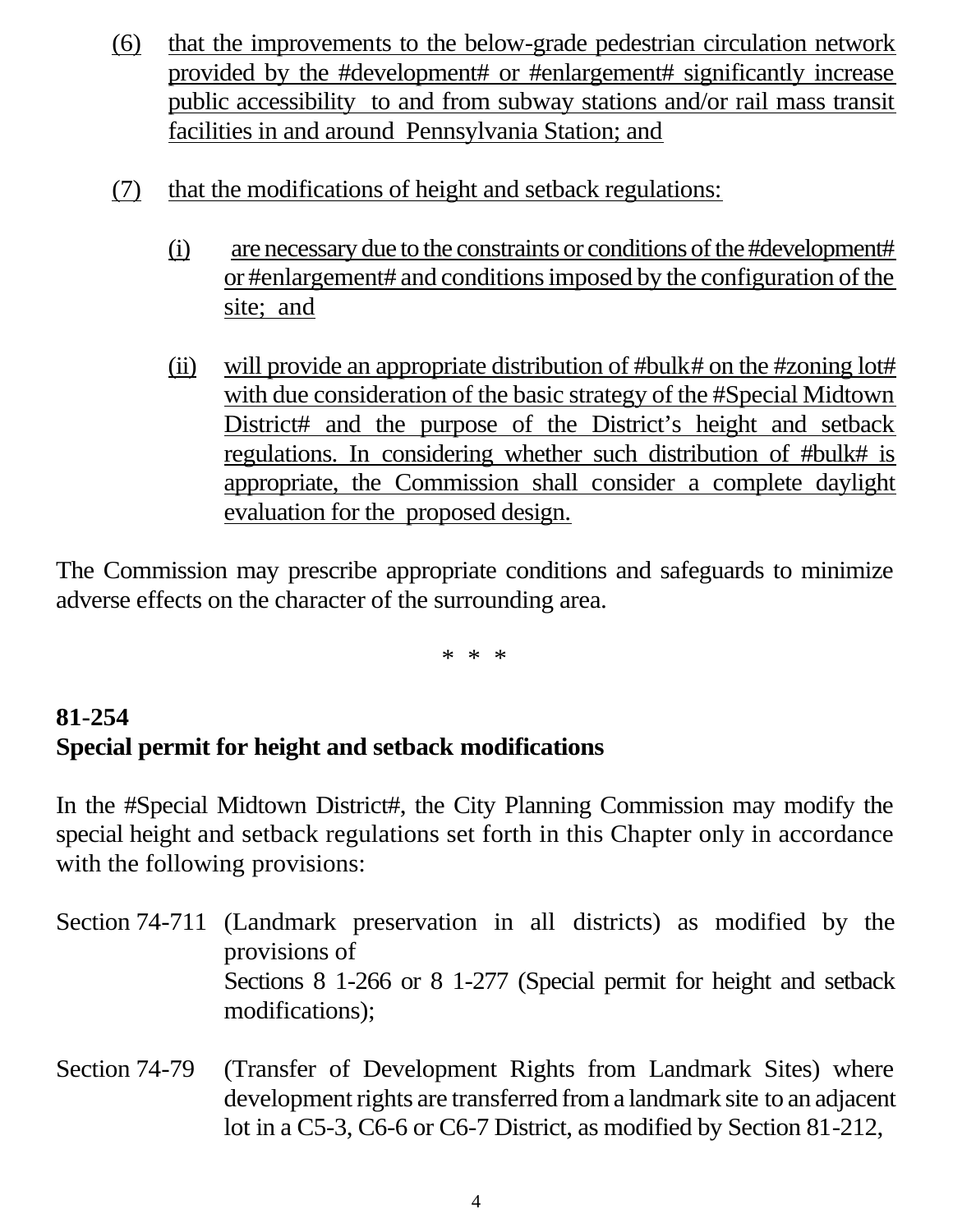(6) that the improvements to the below-grade pedestrian circulation network provided by the #development# or #enlargement# significantly increase public accessibility to and from subway stations and/or rail mass transit facilities in and around Pennsylvania Station; and

(7) that the modifications of height and setback regulations:

(i) are necessary due to the constraints or conditions of the #development# or #enlargement# and conditions imposed by the configuration of the site; and

(ii) will provide an appropriate distribution of #bulk# on the #zoning lot# with due consideration of the basic strategy of the #Special Midtown District# and the purpose of the District's height and setback regulations. In considering whether such distribution of #bulk# is appropriate, the Commission shall consider a complete daylight evaluation for the proposed design.

The Commission may prescribe appropriate conditions and safeguards to minimize adverse effects on the character of the surrounding area.

\* \* \*

**81-254**
**Special permit for height and setback modifications**

In the #Special Midtown District#, the City Planning Commission may modify the special height and setback regulations set forth in this Chapter only in accordance with the following provisions:

Section 74-711 (Landmark preservation in all districts) as modified by the provisions of Sections 8 1-266 or 8 1-277 (Special permit for height and setback modifications);

Section 74-79 (Transfer of Development Rights from Landmark Sites) where development rights are transferred from a landmark site to an adjacent lot in a C5-3, C6-6 or C6-7 District, as modified by Section 81-212,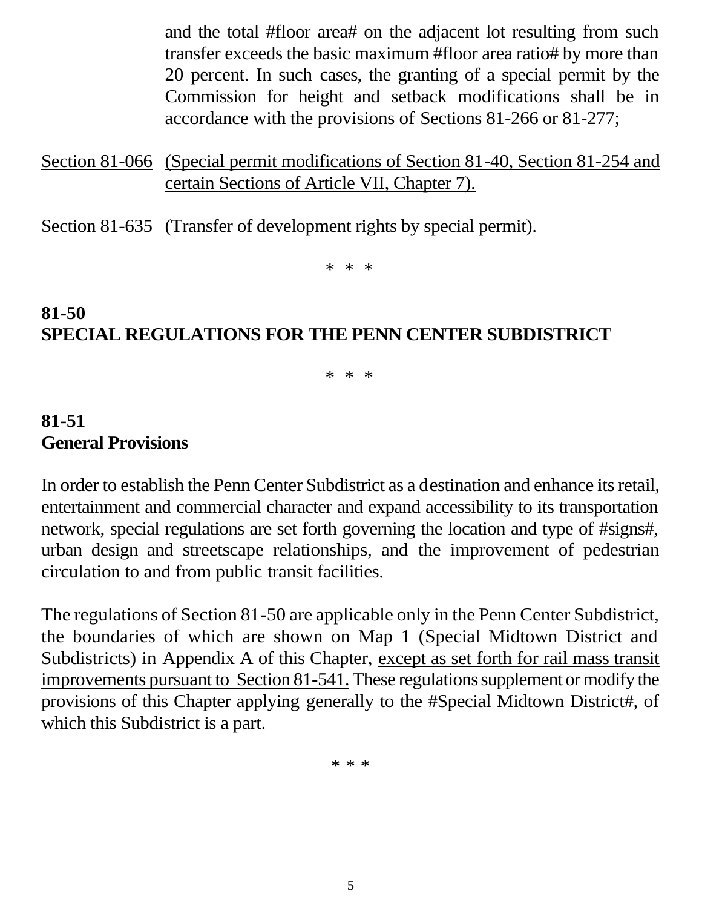and the total #floor area# on the adjacent lot resulting from such transfer exceeds the basic maximum #floor area ratio# by more than 20 percent. In such cases, the granting of a special permit by the Commission for height and setback modifications shall be in accordance with the provisions of Sections 81-266 or 81-277;

<u>Section 81-066</u> <u>(Special permit modifications of Section 81-40, Section 81-254 and certain Sections of Article VII, Chapter 7).</u>

Section 81-635 (Transfer of development rights by special permit).

\* \* \*

## 81-50
## SPECIAL REGULATIONS FOR THE PENN CENTER SUBDISTRICT

\* \* \*

### 81-51
### General Provisions

In order to establish the Penn Center Subdistrict as a destination and enhance its retail, entertainment and commercial character and expand accessibility to its transportation network, special regulations are set forth governing the location and type of #signs#, urban design and streetscape relationships, and the improvement of pedestrian circulation to and from public transit facilities.

The regulations of Section 81-50 are applicable only in the Penn Center Subdistrict, the boundaries of which are shown on Map 1 (Special Midtown District and Subdistricts) in Appendix A of this Chapter, <u>except as set forth for rail mass transit improvements pursuant to Section 81-541.</u> These regulations supplement or modify the provisions of this Chapter applying generally to the #Special Midtown District#, of which this Subdistrict is a part.

\* \* \*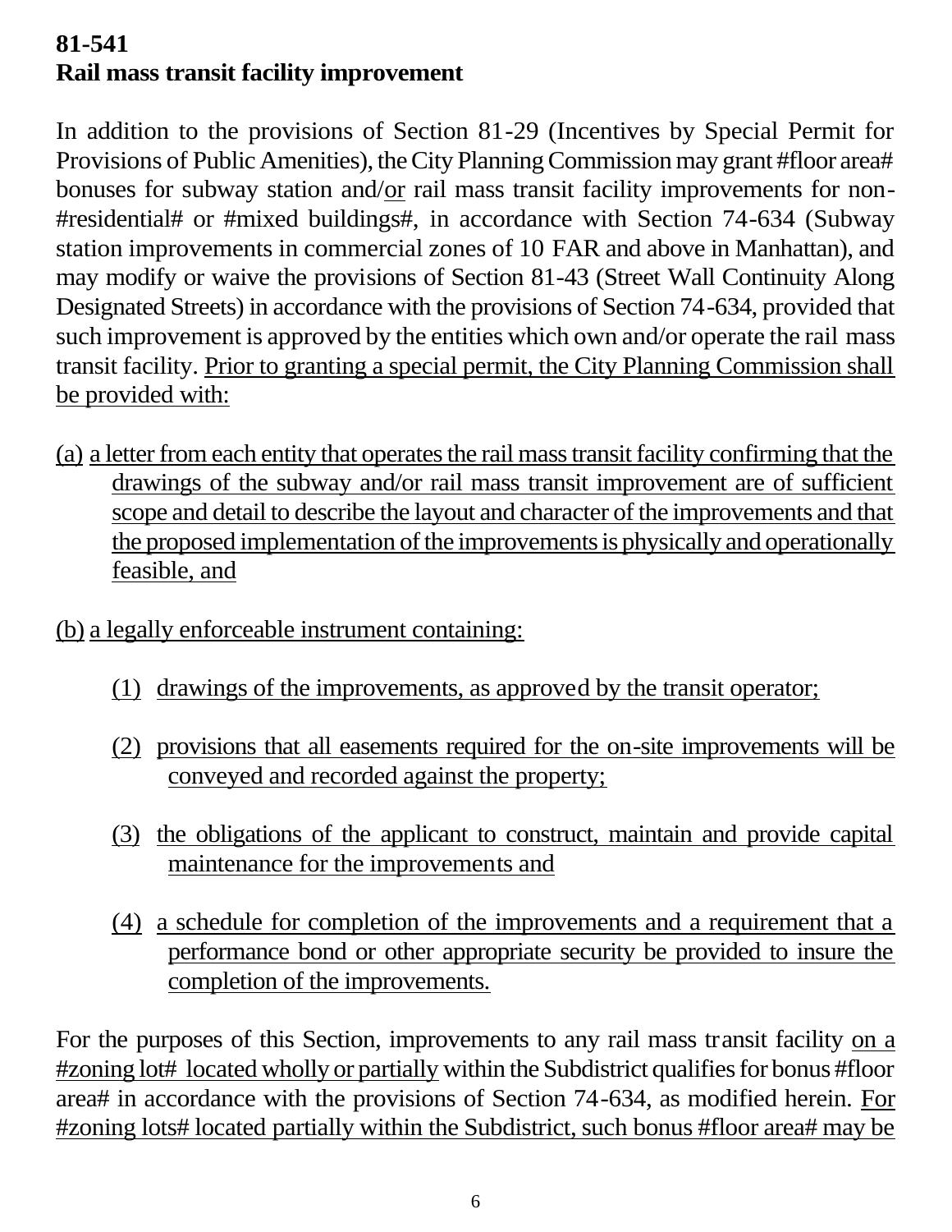**81-541**
**Rail mass transit facility improvement**

In addition to the provisions of Section 81-29 (Incentives by Special Permit for Provisions of Public Amenities), the City Planning Commission may grant #floor area# bonuses for subway station and/or rail mass transit facility improvements for non-#residential# or #mixed buildings#, in accordance with Section 74-634 (Subway station improvements in commercial zones of 10 FAR and above in Manhattan), and may modify or waive the provisions of Section 81-43 (Street Wall Continuity Along Designated Streets) in accordance with the provisions of Section 74-634, provided that such improvement is approved by the entities which own and/or operate the rail mass transit facility. Prior to granting a special permit, the City Planning Commission shall be provided with:

(a) a letter from each entity that operates the rail mass transit facility confirming that the drawings of the subway and/or rail mass transit improvement are of sufficient scope and detail to describe the layout and character of the improvements and that the proposed implementation of the improvements is physically and operationally feasible, and

(b) a legally enforceable instrument containing:

(1) drawings of the improvements, as approved by the transit operator;

(2) provisions that all easements required for the on-site improvements will be conveyed and recorded against the property;

(3) the obligations of the applicant to construct, maintain and provide capital maintenance for the improvements and

(4) a schedule for completion of the improvements and a requirement that a performance bond or other appropriate security be provided to insure the completion of the improvements.

For the purposes of this Section, improvements to any rail mass transit facility on a #zoning lot# located wholly or partially within the Subdistrict qualifies for bonus #floor area# in accordance with the provisions of Section 74-634, as modified herein. For #zoning lots# located partially within the Subdistrict, such bonus #floor area# may be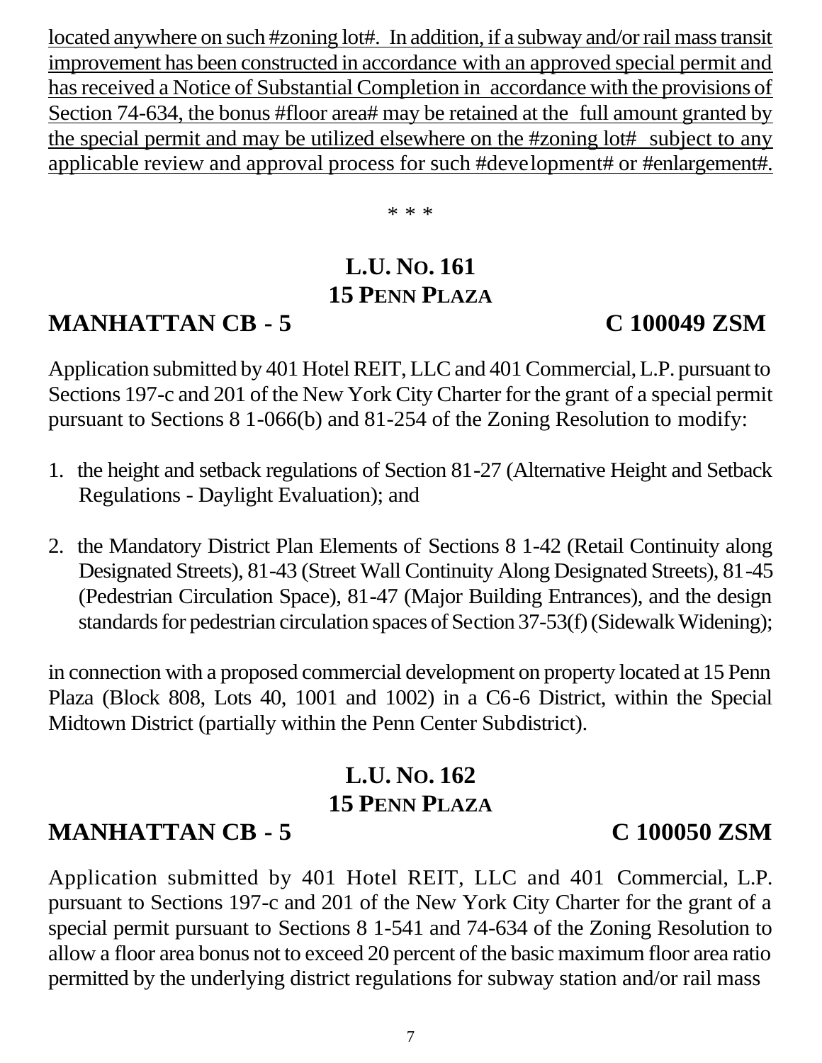<u>located anywhere on such #zoning lot#. In addition, if a subway and/or rail mass transit improvement has been constructed in accordance with an approved special permit and has received a Notice of Substantial Completion in accordance with the provisions of Section 74-634, the bonus #floor area# may be retained at the full amount granted by the special permit and may be utilized elsewhere on the #zoning lot# subject to any applicable review and approval process for such #development# or #enlargement#.</u>

\* \* \*

## L.U. No. 161
## 15 Penn Plaza

**MANHATTAN CB - 5** **C 100049 ZSM**

Application submitted by 401 Hotel REIT, LLC and 401 Commercial, L.P. pursuant to Sections 197-c and 201 of the New York City Charter for the grant of a special permit pursuant to Sections 8 1-066(b) and 81-254 of the Zoning Resolution to modify:

1. the height and setback regulations of Section 81-27 (Alternative Height and Setback Regulations - Daylight Evaluation); and

2. the Mandatory District Plan Elements of Sections 8 1-42 (Retail Continuity along Designated Streets), 81-43 (Street Wall Continuity Along Designated Streets), 81-45 (Pedestrian Circulation Space), 81-47 (Major Building Entrances), and the design standards for pedestrian circulation spaces of Section 37-53(f) (Sidewalk Widening);

in connection with a proposed commercial development on property located at 15 Penn Plaza (Block 808, Lots 40, 1001 and 1002) in a C6-6 District, within the Special Midtown District (partially within the Penn Center Subdistrict).

## L.U. No. 162
## 15 Penn Plaza

**MANHATTAN CB - 5** **C 100050 ZSM**

Application submitted by 401 Hotel REIT, LLC and 401 Commercial, L.P. pursuant to Sections 197-c and 201 of the New York City Charter for the grant of a special permit pursuant to Sections 8 1-541 and 74-634 of the Zoning Resolution to allow a floor area bonus not to exceed 20 percent of the basic maximum floor area ratio permitted by the underlying district regulations for subway station and/or rail mass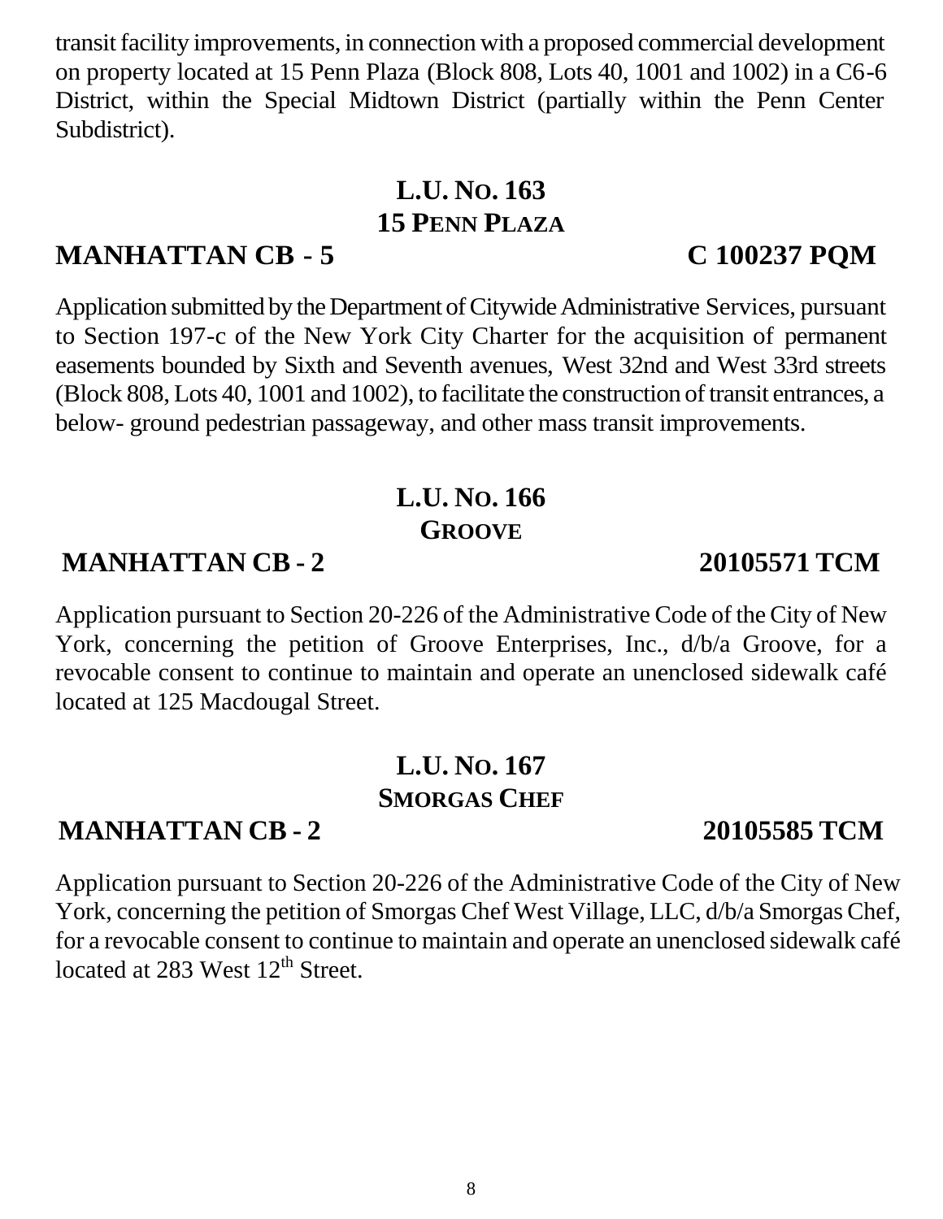transit facility improvements, in connection with a proposed commercial development on property located at 15 Penn Plaza (Block 808, Lots 40, 1001 and 1002) in a C6-6 District, within the Special Midtown District (partially within the Penn Center Subdistrict).

## L.U. No. 163
## 15 Penn Plaza

**MANHATTAN CB - 5** **C 100237 PQM**

Application submitted by the Department of Citywide Administrative Services, pursuant to Section 197-c of the New York City Charter for the acquisition of permanent easements bounded by Sixth and Seventh avenues, West 32nd and West 33rd streets (Block 808, Lots 40, 1001 and 1002), to facilitate the construction of transit entrances, a below- ground pedestrian passageway, and other mass transit improvements.

## L.U. No. 166
## Groove

**MANHATTAN CB - 2** **20105571 TCM**

Application pursuant to Section 20-226 of the Administrative Code of the City of New York, concerning the petition of Groove Enterprises, Inc., d/b/a Groove, for a revocable consent to continue to maintain and operate an unenclosed sidewalk café located at 125 Macdougal Street.

## L.U. No. 167
## Smorgas Chef

**MANHATTAN CB - 2** **20105585 TCM**

Application pursuant to Section 20-226 of the Administrative Code of the City of New York, concerning the petition of Smorgas Chef West Village, LLC, d/b/a Smorgas Chef, for a revocable consent to continue to maintain and operate an unenclosed sidewalk café located at 283 West 12th Street.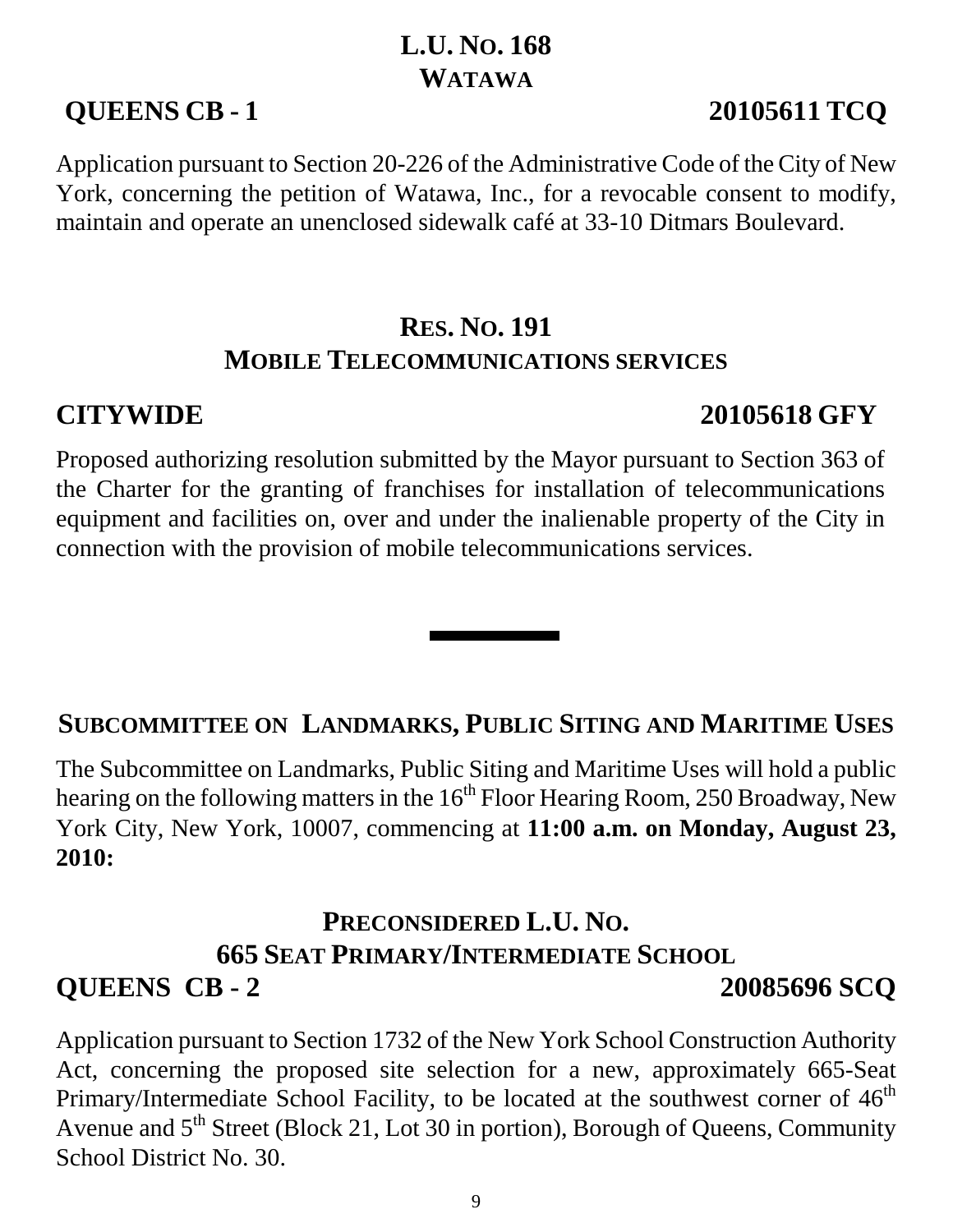## L.U. No. 168
## Watawa

**QUEENS CB - 1** **20105611 TCQ**

Application pursuant to Section 20-226 of the Administrative Code of the City of New York, concerning the petition of Watawa, Inc., for a revocable consent to modify, maintain and operate an unenclosed sidewalk café at 33-10 Ditmars Boulevard.

## Res. No. 191
## Mobile Telecommunications services

**CITYWIDE** **20105618 GFY**

Proposed authorizing resolution submitted by the Mayor pursuant to Section 363 of the Charter for the granting of franchises for installation of telecommunications equipment and facilities on, over and under the inalienable property of the City in connection with the provision of mobile telecommunications services.

---

## Subcommittee on Landmarks, Public Siting and Maritime Uses

The Subcommittee on Landmarks, Public Siting and Maritime Uses will hold a public hearing on the following matters in the 16th Floor Hearing Room, 250 Broadway, New York City, New York, 10007, commencing at **11:00 a.m. on Monday, August 23, 2010:**

## Preconsidered L.U. No.
## 665 Seat Primary/Intermediate School

**QUEENS CB - 2** **20085696 SCQ**

Application pursuant to Section 1732 of the New York School Construction Authority Act, concerning the proposed site selection for a new, approximately 665-Seat Primary/Intermediate School Facility, to be located at the southwest corner of 46th Avenue and 5th Street (Block 21, Lot 30 in portion), Borough of Queens, Community School District No. 30.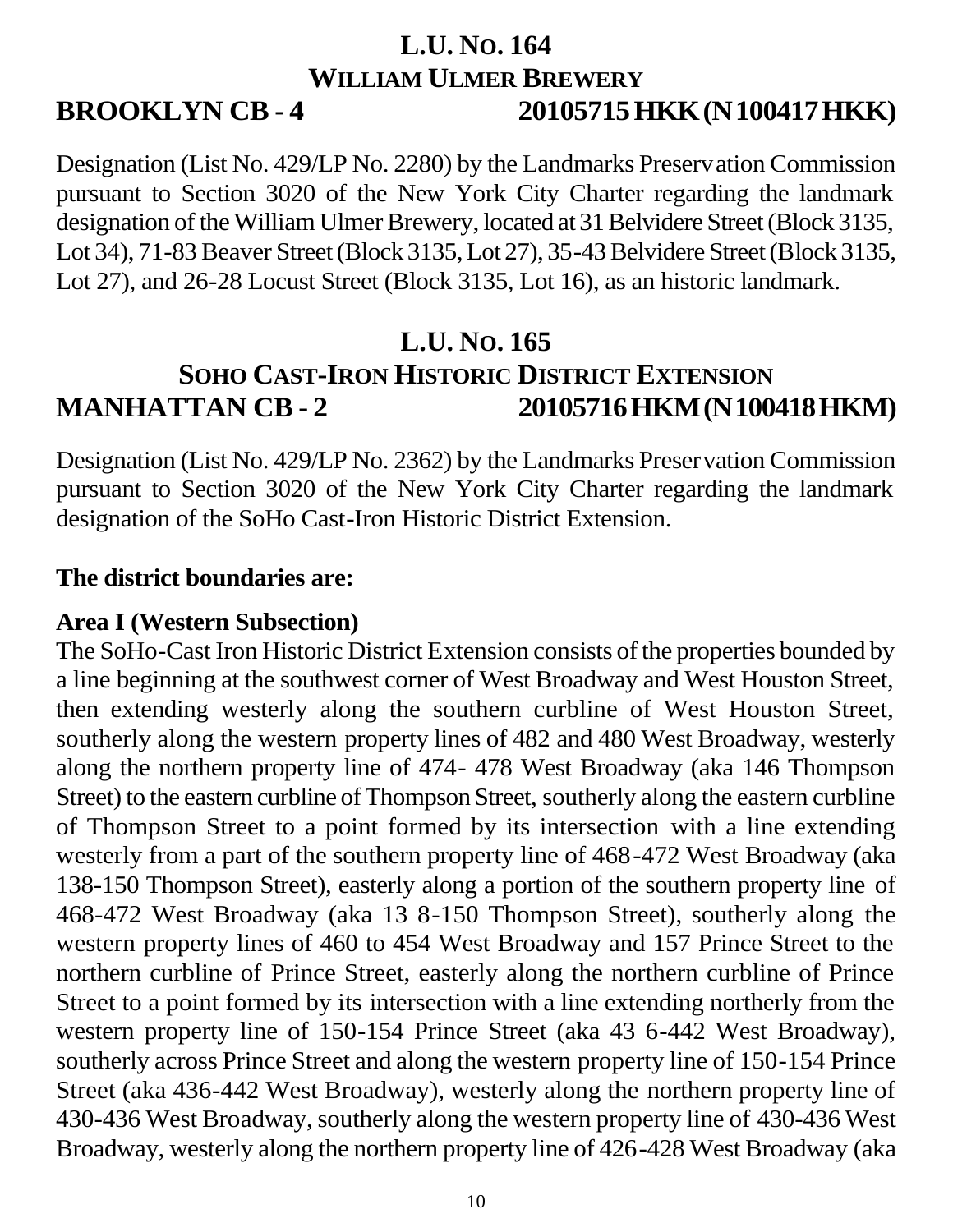## L.U. No. 164

## William Ulmer Brewery

**BROOKLYN CB - 4** **20105715 HKK (N 100417 HKK)**

Designation (List No. 429/LP No. 2280) by the Landmarks Preservation Commission pursuant to Section 3020 of the New York City Charter regarding the landmark designation of the William Ulmer Brewery, located at 31 Belvidere Street (Block 3135, Lot 34), 71-83 Beaver Street (Block 3135, Lot 27), 35-43 Belvidere Street (Block 3135, Lot 27), and 26-28 Locust Street (Block 3135, Lot 16), as an historic landmark.

## L.U. No. 165

## SoHo Cast-Iron Historic District Extension

**MANHATTAN CB - 2** **20105716 HKM (N 100418 HKM)**

Designation (List No. 429/LP No. 2362) by the Landmarks Preservation Commission pursuant to Section 3020 of the New York City Charter regarding the landmark designation of the SoHo Cast-Iron Historic District Extension.

**The district boundaries are:**

**Area I (Western Subsection)**

The SoHo-Cast Iron Historic District Extension consists of the properties bounded by a line beginning at the southwest corner of West Broadway and West Houston Street, then extending westerly along the southern curbline of West Houston Street, southerly along the western property lines of 482 and 480 West Broadway, westerly along the northern property line of 474- 478 West Broadway (aka 146 Thompson Street) to the eastern curbline of Thompson Street, southerly along the eastern curbline of Thompson Street to a point formed by its intersection with a line extending westerly from a part of the southern property line of 468-472 West Broadway (aka 138-150 Thompson Street), easterly along a portion of the southern property line of 468-472 West Broadway (aka 13 8-150 Thompson Street), southerly along the western property lines of 460 to 454 West Broadway and 157 Prince Street to the northern curbline of Prince Street, easterly along the northern curbline of Prince Street to a point formed by its intersection with a line extending northerly from the western property line of 150-154 Prince Street (aka 43 6-442 West Broadway), southerly across Prince Street and along the western property line of 150-154 Prince Street (aka 436-442 West Broadway), westerly along the northern property line of 430-436 West Broadway, southerly along the western property line of 430-436 West Broadway, westerly along the northern property line of 426-428 West Broadway (aka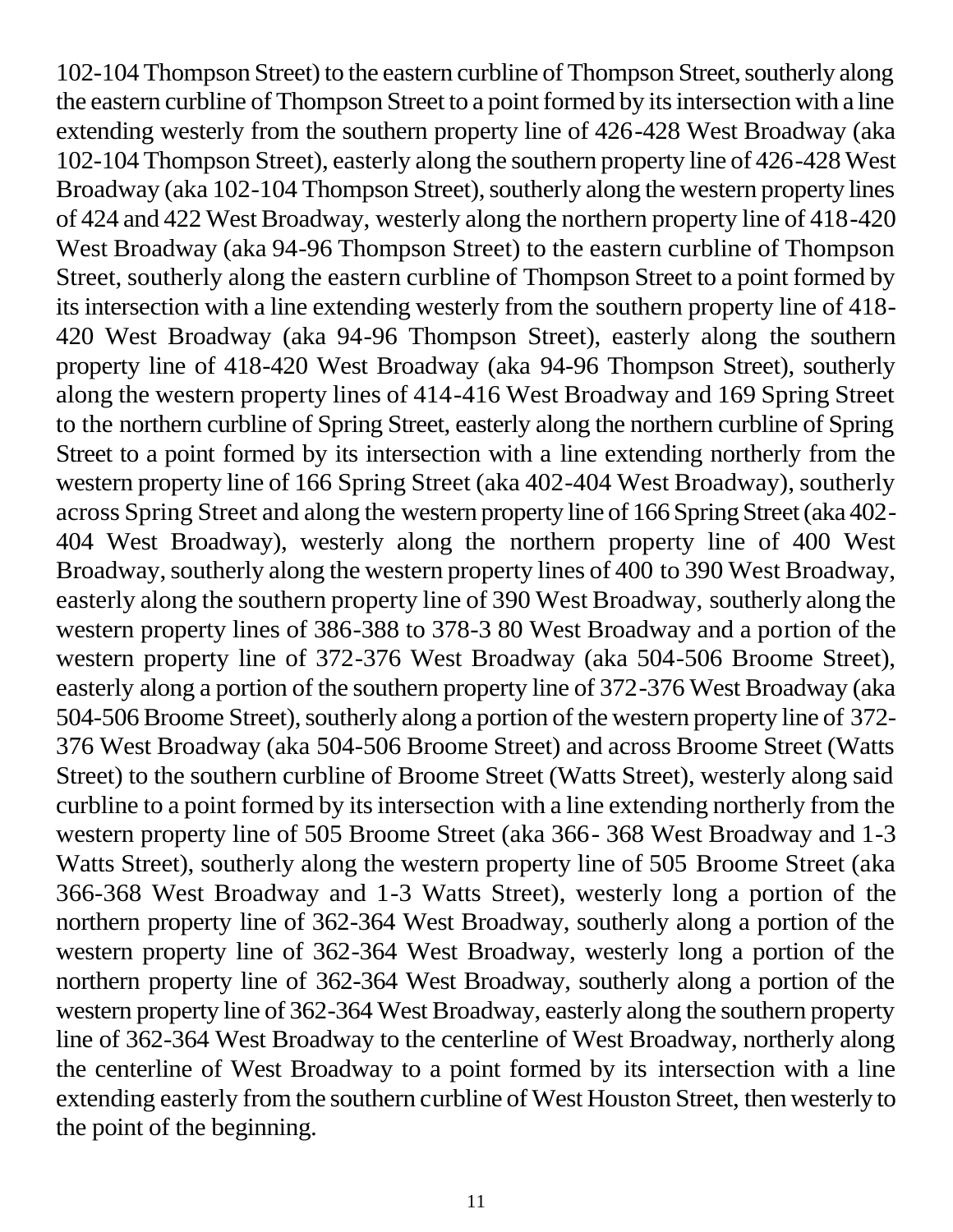102-104 Thompson Street) to the eastern curbline of Thompson Street, southerly along the eastern curbline of Thompson Street to a point formed by its intersection with a line extending westerly from the southern property line of 426-428 West Broadway (aka 102-104 Thompson Street), easterly along the southern property line of 426-428 West Broadway (aka 102-104 Thompson Street), southerly along the western property lines of 424 and 422 West Broadway, westerly along the northern property line of 418-420 West Broadway (aka 94-96 Thompson Street) to the eastern curbline of Thompson Street, southerly along the eastern curbline of Thompson Street to a point formed by its intersection with a line extending westerly from the southern property line of 418-420 West Broadway (aka 94-96 Thompson Street), easterly along the southern property line of 418-420 West Broadway (aka 94-96 Thompson Street), southerly along the western property lines of 414-416 West Broadway and 169 Spring Street to the northern curbline of Spring Street, easterly along the northern curbline of Spring Street to a point formed by its intersection with a line extending northerly from the western property line of 166 Spring Street (aka 402-404 West Broadway), southerly across Spring Street and along the western property line of 166 Spring Street (aka 402-404 West Broadway), westerly along the northern property line of 400 West Broadway, southerly along the western property lines of 400 to 390 West Broadway, easterly along the southern property line of 390 West Broadway, southerly along the western property lines of 386-388 to 378-3 80 West Broadway and a portion of the western property line of 372-376 West Broadway (aka 504-506 Broome Street), easterly along a portion of the southern property line of 372-376 West Broadway (aka 504-506 Broome Street), southerly along a portion of the western property line of 372-376 West Broadway (aka 504-506 Broome Street) and across Broome Street (Watts Street) to the southern curbline of Broome Street (Watts Street), westerly along said curbline to a point formed by its intersection with a line extending northerly from the western property line of 505 Broome Street (aka 366- 368 West Broadway and 1-3 Watts Street), southerly along the western property line of 505 Broome Street (aka 366-368 West Broadway and 1-3 Watts Street), westerly long a portion of the northern property line of 362-364 West Broadway, southerly along a portion of the western property line of 362-364 West Broadway, westerly long a portion of the northern property line of 362-364 West Broadway, southerly along a portion of the western property line of 362-364 West Broadway, easterly along the southern property line of 362-364 West Broadway to the centerline of West Broadway, northerly along the centerline of West Broadway to a point formed by its intersection with a line extending easterly from the southern curbline of West Houston Street, then westerly to the point of the beginning.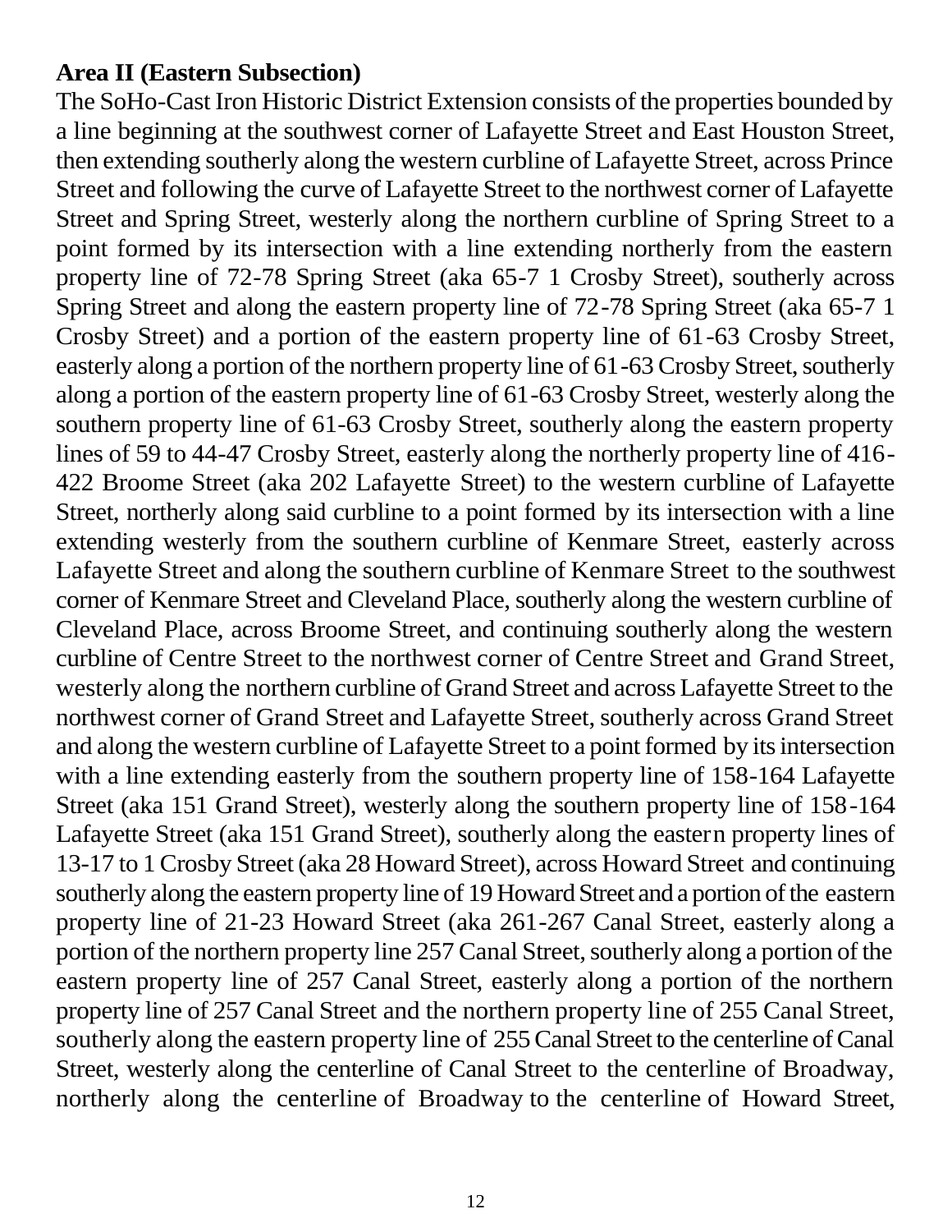**Area II (Eastern Subsection)**

The SoHo-Cast Iron Historic District Extension consists of the properties bounded by a line beginning at the southwest corner of Lafayette Street and East Houston Street, then extending southerly along the western curbline of Lafayette Street, across Prince Street and following the curve of Lafayette Street to the northwest corner of Lafayette Street and Spring Street, westerly along the northern curbline of Spring Street to a point formed by its intersection with a line extending northerly from the eastern property line of 72-78 Spring Street (aka 65-7 1 Crosby Street), southerly across Spring Street and along the eastern property line of 72-78 Spring Street (aka 65-7 1 Crosby Street) and a portion of the eastern property line of 61-63 Crosby Street, easterly along a portion of the northern property line of 61-63 Crosby Street, southerly along a portion of the eastern property line of 61-63 Crosby Street, westerly along the southern property line of 61-63 Crosby Street, southerly along the eastern property lines of 59 to 44-47 Crosby Street, easterly along the northerly property line of 416-422 Broome Street (aka 202 Lafayette Street) to the western curbline of Lafayette Street, northerly along said curbline to a point formed by its intersection with a line extending westerly from the southern curbline of Kenmare Street, easterly across Lafayette Street and along the southern curbline of Kenmare Street to the southwest corner of Kenmare Street and Cleveland Place, southerly along the western curbline of Cleveland Place, across Broome Street, and continuing southerly along the western curbline of Centre Street to the northwest corner of Centre Street and Grand Street, westerly along the northern curbline of Grand Street and across Lafayette Street to the northwest corner of Grand Street and Lafayette Street, southerly across Grand Street and along the western curbline of Lafayette Street to a point formed by its intersection with a line extending easterly from the southern property line of 158-164 Lafayette Street (aka 151 Grand Street), westerly along the southern property line of 158-164 Lafayette Street (aka 151 Grand Street), southerly along the eastern property lines of 13-17 to 1 Crosby Street (aka 28 Howard Street), across Howard Street and continuing southerly along the eastern property line of 19 Howard Street and a portion of the eastern property line of 21-23 Howard Street (aka 261-267 Canal Street, easterly along a portion of the northern property line 257 Canal Street, southerly along a portion of the eastern property line of 257 Canal Street, easterly along a portion of the northern property line of 257 Canal Street and the northern property line of 255 Canal Street, southerly along the eastern property line of 255 Canal Street to the centerline of Canal Street, westerly along the centerline of Canal Street to the centerline of Broadway, northerly along the centerline of Broadway to the centerline of Howard Street,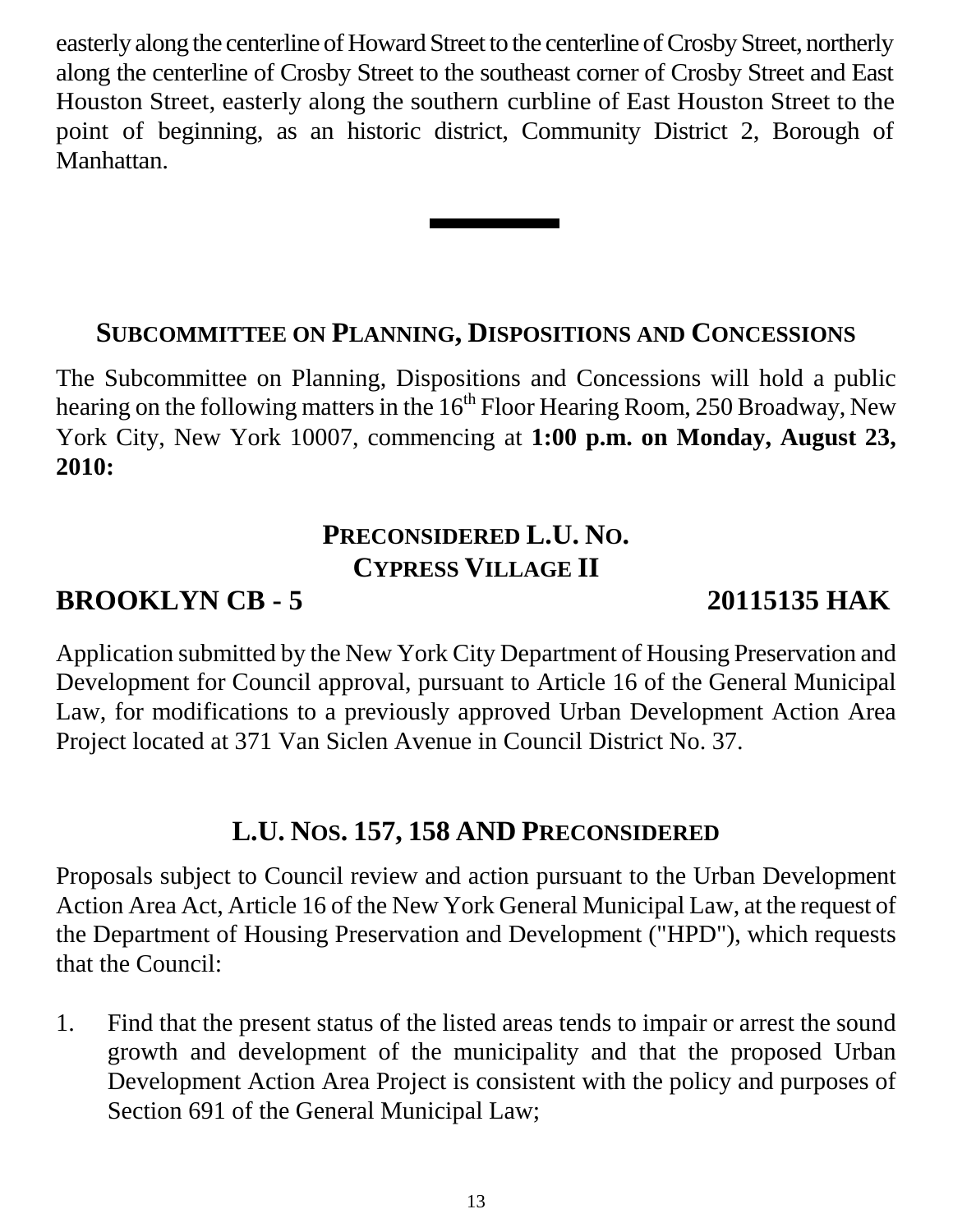easterly along the centerline of Howard Street to the centerline of Crosby Street, northerly along the centerline of Crosby Street to the southeast corner of Crosby Street and East Houston Street, easterly along the southern curbline of East Houston Street to the point of beginning, as an historic district, Community District 2, Borough of Manhattan.

---

## SUBCOMMITTEE ON PLANNING, DISPOSITIONS AND CONCESSIONS

The Subcommittee on Planning, Dispositions and Concessions will hold a public hearing on the following matters in the 16th Floor Hearing Room, 250 Broadway, New York City, New York 10007, commencing at **1:00 p.m. on Monday, August 23, 2010:**

### PRECONSIDERED L.U. NO.
### CYPRESS VILLAGE II

**BROOKLYN CB - 5** **20115135 HAK**

Application submitted by the New York City Department of Housing Preservation and Development for Council approval, pursuant to Article 16 of the General Municipal Law, for modifications to a previously approved Urban Development Action Area Project located at 371 Van Siclen Avenue in Council District No. 37.

### L.U. NOS. 157, 158 AND PRECONSIDERED

Proposals subject to Council review and action pursuant to the Urban Development Action Area Act, Article 16 of the New York General Municipal Law, at the request of the Department of Housing Preservation and Development ("HPD"), which requests that the Council:

1. Find that the present status of the listed areas tends to impair or arrest the sound growth and development of the municipality and that the proposed Urban Development Action Area Project is consistent with the policy and purposes of Section 691 of the General Municipal Law;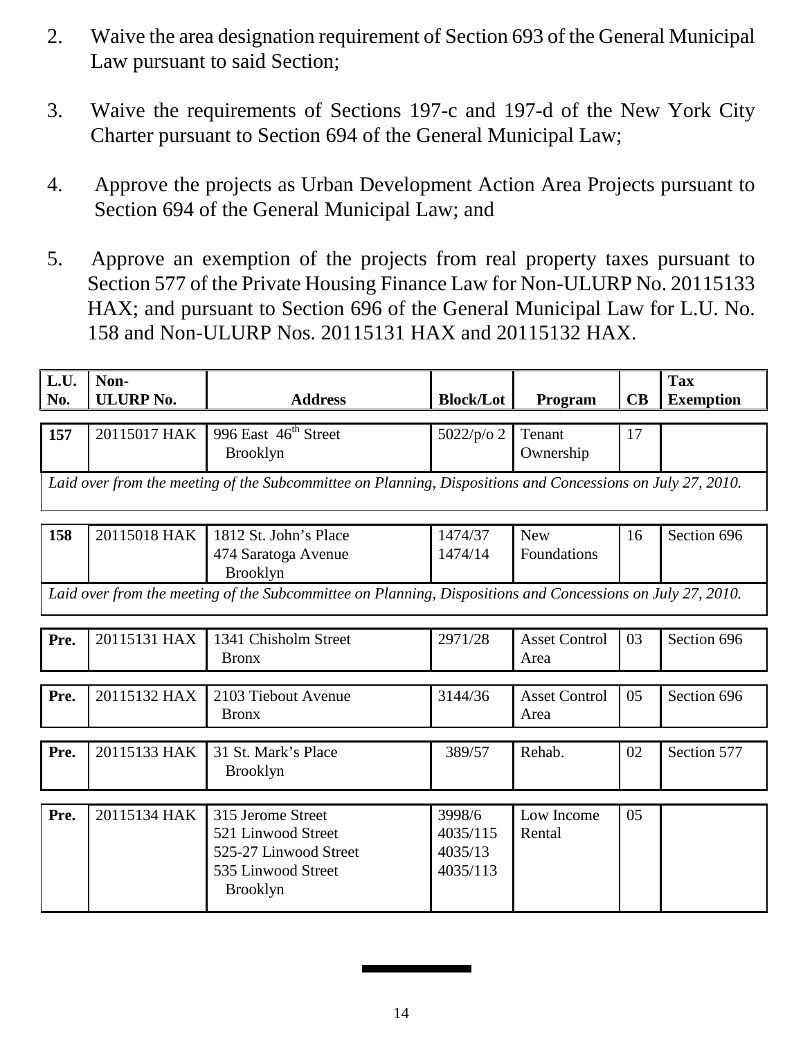2. Waive the area designation requirement of Section 693 of the General Municipal Law pursuant to said Section;

3. Waive the requirements of Sections 197-c and 197-d of the New York City Charter pursuant to Section 694 of the General Municipal Law;

4. Approve the projects as Urban Development Action Area Projects pursuant to Section 694 of the General Municipal Law; and

5. Approve an exemption of the projects from real property taxes pursuant to Section 577 of the Private Housing Finance Law for Non-ULURP No. 20115133 HAX; and pursuant to Section 696 of the General Municipal Law for L.U. No. 158 and Non-ULURP Nos. 20115131 HAX and 20115132 HAX.

| L.U. No. | Non-ULURP No. | Address | Block/Lot | Program | CB | Tax Exemption |
|---|---|---|---|---|---|---|
| **157** | 20115017 HAK | 996 East 46th Street Brooklyn | 5022/p/o 2 | Tenant Ownership | 17 | |
| *Laid over from the meeting of the Subcommittee on Planning, Dispositions and Concessions on July 27, 2010.* | | | | | | |
| **158** | 20115018 HAK | 1812 St. John's Place<br>474 Saratoga Avenue<br>Brooklyn | 1474/37<br>1474/14 | New Foundations | 16 | Section 696 |
| *Laid over from the meeting of the Subcommittee on Planning, Dispositions and Concessions on July 27, 2010.* | | | | | | |
| **Pre.** | 20115131 HAX | 1341 Chisholm Street Bronx | 2971/28 | Asset Control Area | 03 | Section 696 |
| **Pre.** | 20115132 HAX | 2103 Tiebout Avenue Bronx | 3144/36 | Asset Control Area | 05 | Section 696 |
| **Pre.** | 20115133 HAK | 31 St. Mark's Place Brooklyn | 389/57 | Rehab. | 02 | Section 577 |
| **Pre.** | 20115134 HAK | 315 Jerome Street<br>521 Linwood Street<br>525-27 Linwood Street<br>535 Linwood Street<br>Brooklyn | 3998/6<br>4035/115<br>4035/13<br>4035/113 | Low Income Rental | 05 | |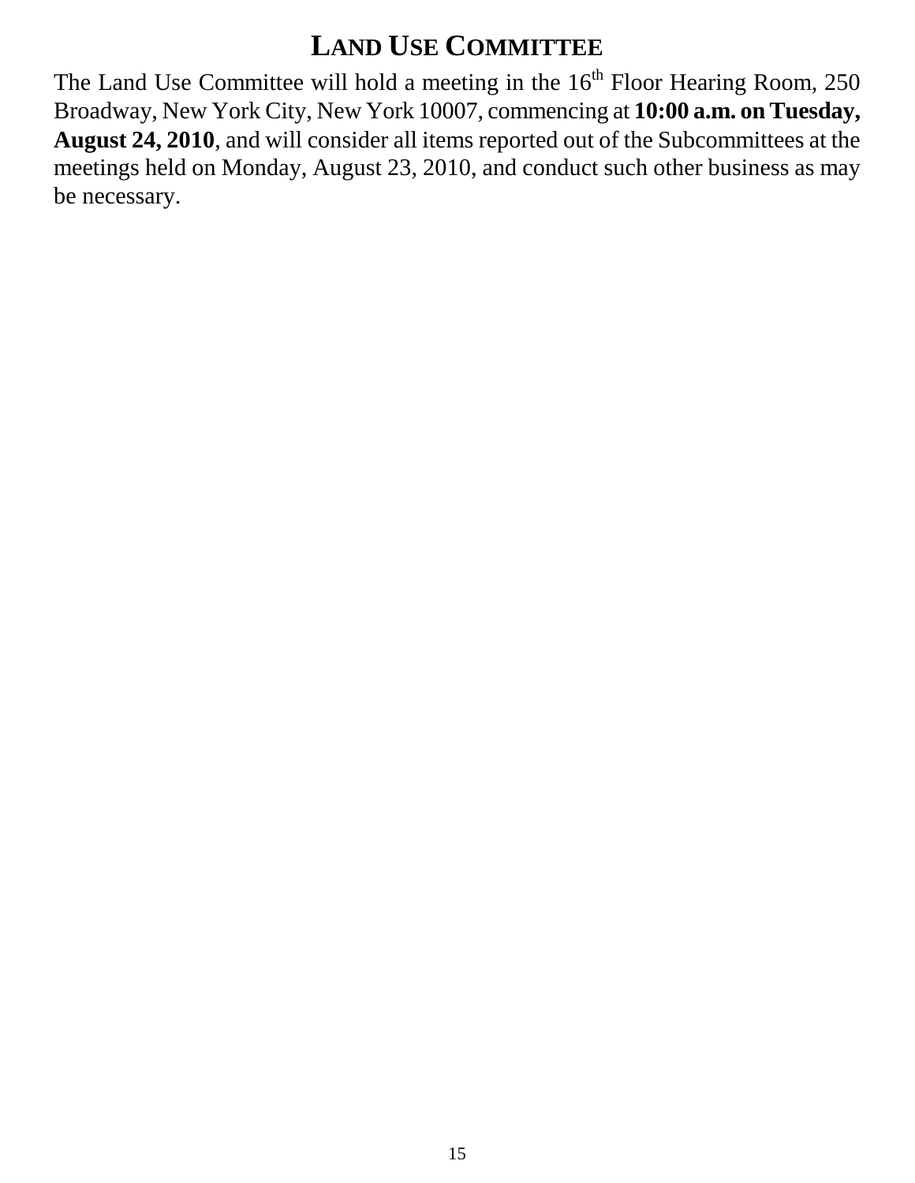## LAND USE COMMITTEE

The Land Use Committee will hold a meeting in the 16th Floor Hearing Room, 250 Broadway, New York City, New York 10007, commencing at **10:00 a.m. on Tuesday, August 24, 2010**, and will consider all items reported out of the Subcommittees at the meetings held on Monday, August 23, 2010, and conduct such other business as may be necessary.